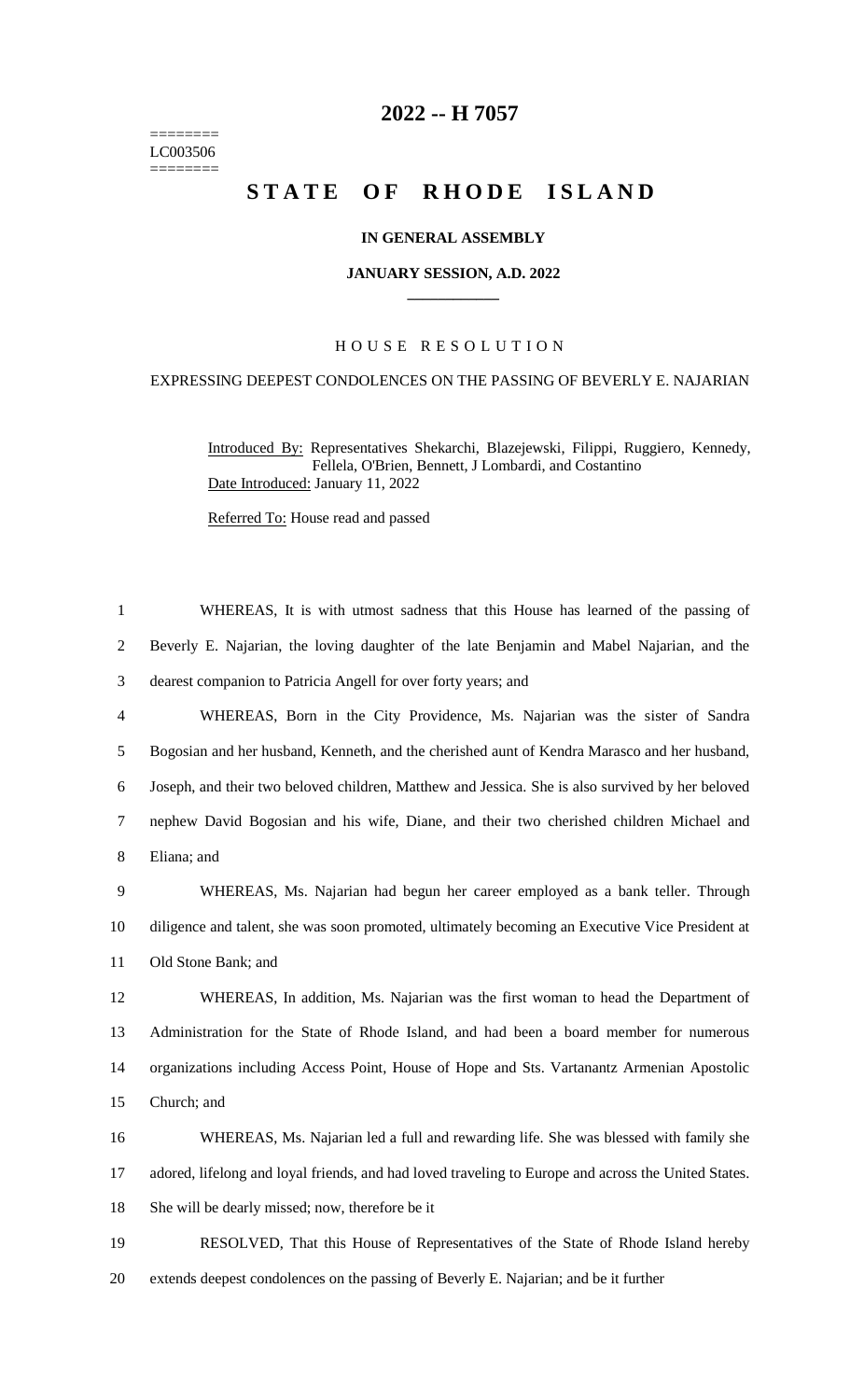======
LC003506
======

# 2022 -- H 7057

# STATE OF RHODE ISLAND

**IN GENERAL ASSEMBLY**

**JANUARY SESSION, A.D. 2022**

HOUSE RESOLUTION

EXPRESSING DEEPEST CONDOLENCES ON THE PASSING OF BEVERLY E. NAJARIAN

Introduced By: Representatives Shekarchi, Blazejewski, Filippi, Ruggiero, Kennedy, Fellela, O'Brien, Bennett, J Lombardi, and Costantino

Date Introduced: January 11, 2022

Referred To: House read and passed

WHEREAS, It is with utmost sadness that this House has learned of the passing of Beverly E. Najarian, the loving daughter of the late Benjamin and Mabel Najarian, and the dearest companion to Patricia Angell for over forty years; and

WHEREAS, Born in the City Providence, Ms. Najarian was the sister of Sandra Bogosian and her husband, Kenneth, and the cherished aunt of Kendra Marasco and her husband, Joseph, and their two beloved children, Matthew and Jessica. She is also survived by her beloved nephew David Bogosian and his wife, Diane, and their two cherished children Michael and Eliana; and

WHEREAS, Ms. Najarian had begun her career employed as a bank teller. Through diligence and talent, she was soon promoted, ultimately becoming an Executive Vice President at Old Stone Bank; and

WHEREAS, In addition, Ms. Najarian was the first woman to head the Department of Administration for the State of Rhode Island, and had been a board member for numerous organizations including Access Point, House of Hope and Sts. Vartanantz Armenian Apostolic Church; and

WHEREAS, Ms. Najarian led a full and rewarding life. She was blessed with family she adored, lifelong and loyal friends, and had loved traveling to Europe and across the United States. She will be dearly missed; now, therefore be it

RESOLVED, That this House of Representatives of the State of Rhode Island hereby extends deepest condolences on the passing of Beverly E. Najarian; and be it further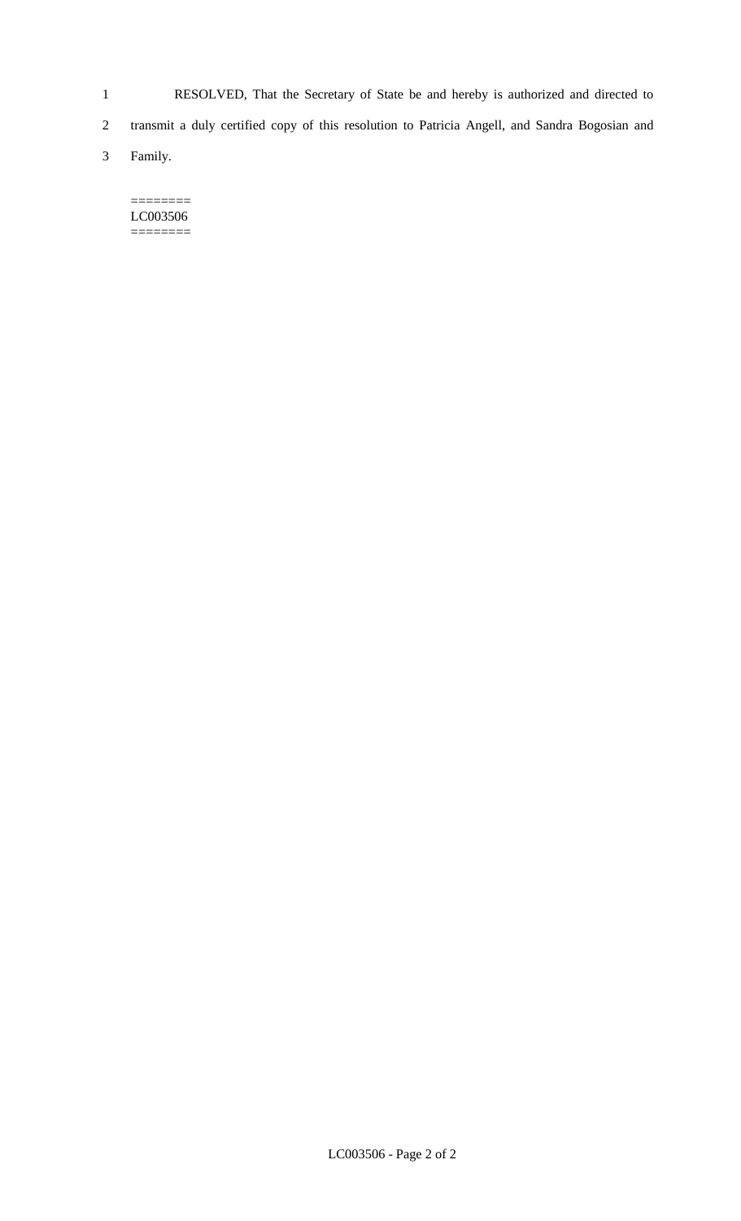RESOLVED, That the Secretary of State be and hereby is authorized and directed to transmit a duly certified copy of this resolution to Patricia Angell, and Sandra Bogosian and Family.

========
LC003506
========